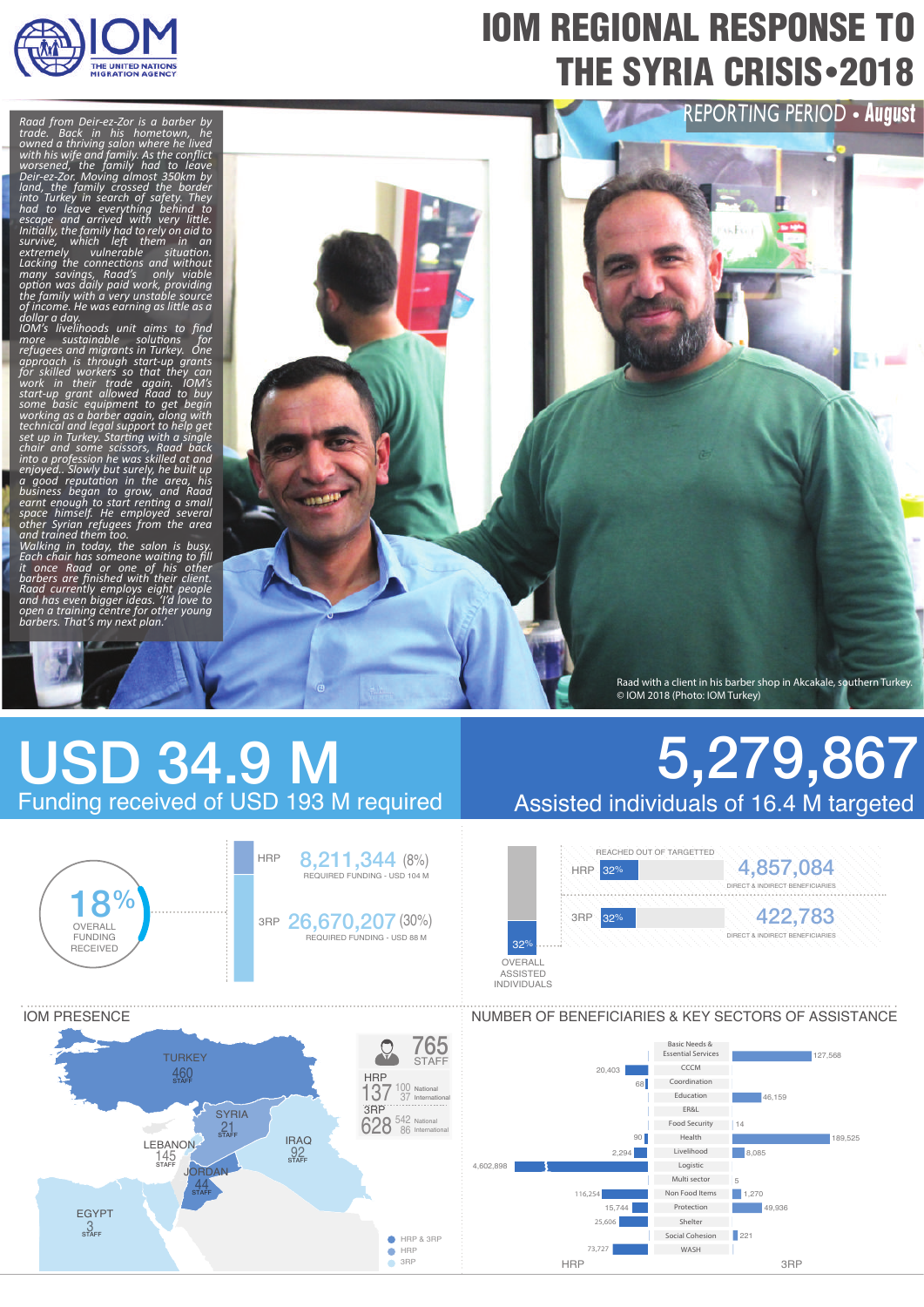# IOM REGIONAL RESPONSE TO THE SYRIA CRISIS•2018

REPORTING PERIOD • **August**

*Raad from Deir-ez-Zor is a barber by trade. Back in his hometown, he owned a thriving salon where he lived with his wife and family. As the conflict worsened, the family had to leave Deir-ez-Zor. Moving almost 350km by land, the family crossed the border into Turkey in search of safety. They had to leave everything behind to escape and arrived with very little. Initially, the family had to rely on aid to survive, which left them in an extremely vulnerable situation. Lacking the connections and without many savings, Raad's only viable option was daily paid work, providing the family with a very unstable source of income. He was earning as little as a dollar a day.*

*IOM's livelihoods unit aims to find more sustainable solutions for refugees and migrants in Turkey. One approach is through start-up grants for skilled workers so that they can work in their trade again. IOM's start-up grant allowed Raad to buy some basic equipment to get begin working as a barber again, along with technical and legal support to help get set up in Turkey. Starting with a single chair and some scissors, Raad back into a profession he was skilled at and enjoyed.. Slowly but surely, he built up a good reputation in the area, his business began to grow, and Raad earnt enough to start renting a small space himself. He employed several other Syrian refugees from the area and trained them too.*

*Walking in today, the salon is busy. Each chair has someone waiting to fill it once Raad or one of his other barbers are finished with their client. Raad currently employs eight people and has even bigger ideas. 'I'd love to open a training centre for other young barbers. That's my next plan.'*

Raad with a client in his barber shop in Akcakale, southern Turkey.
© IOM 2018 (Photo: IOM Turkey)

## USD 34.9 M
Funding received of USD 193 M required

**18%** OVERALL FUNDING RECEIVED

| | Funding received | Required funding |
|---|---|---|
| HRP | 8,211,344 (8%) | USD 104 M |
| 3RP | 26,670,207 (30%) | USD 88 M |

## 5,279,867
Assisted individuals of 16.4 M targeted

**32%** OVERALL ASSISTED INDIVIDUALS

| | Reached out of targetted | Direct & indirect beneficiaries |
|---|---|---|
| HRP | 32% | 4,857,084 |
| 3RP | 32% | 422,783 |

## IOM PRESENCE

**765 STAFF**

- HRP: 137 (100 National, 37 International)
- 3RP: 628 (542 National, 86 International)

| Country | Staff |
|---|---|
| Turkey | 460 |
| Syria | 21 |
| Lebanon | 145 |
| Iraq | 92 |
| Jordan | 44 |
| Egypt | 3 |

Legend: HRP & 3RP, HRP, 3RP

## NUMBER OF BENEFICIARIES & KEY SECTORS OF ASSISTANCE

| Sector | HRP | 3RP |
|---|---|---|
| Basic Needs & Essential Services | | 127,568 |
| CCCM | 20,403 | |
| Coordination | 68 | |
| Education | | 46,159 |
| ER&L | | |
| Food Security | | 14 |
| Health | 90 | 189,525 |
| Livelihood | 2,294 | 8,085 |
| Logistic | 4,602,898 | |
| Multi sector | | 5 |
| Non Food Items | 116,254 | 1,270 |
| Protection | 15,744 | 49,936 |
| Shelter | 25,606 | |
| Social Cohesion | | 221 |
| WASH | 73,727 | |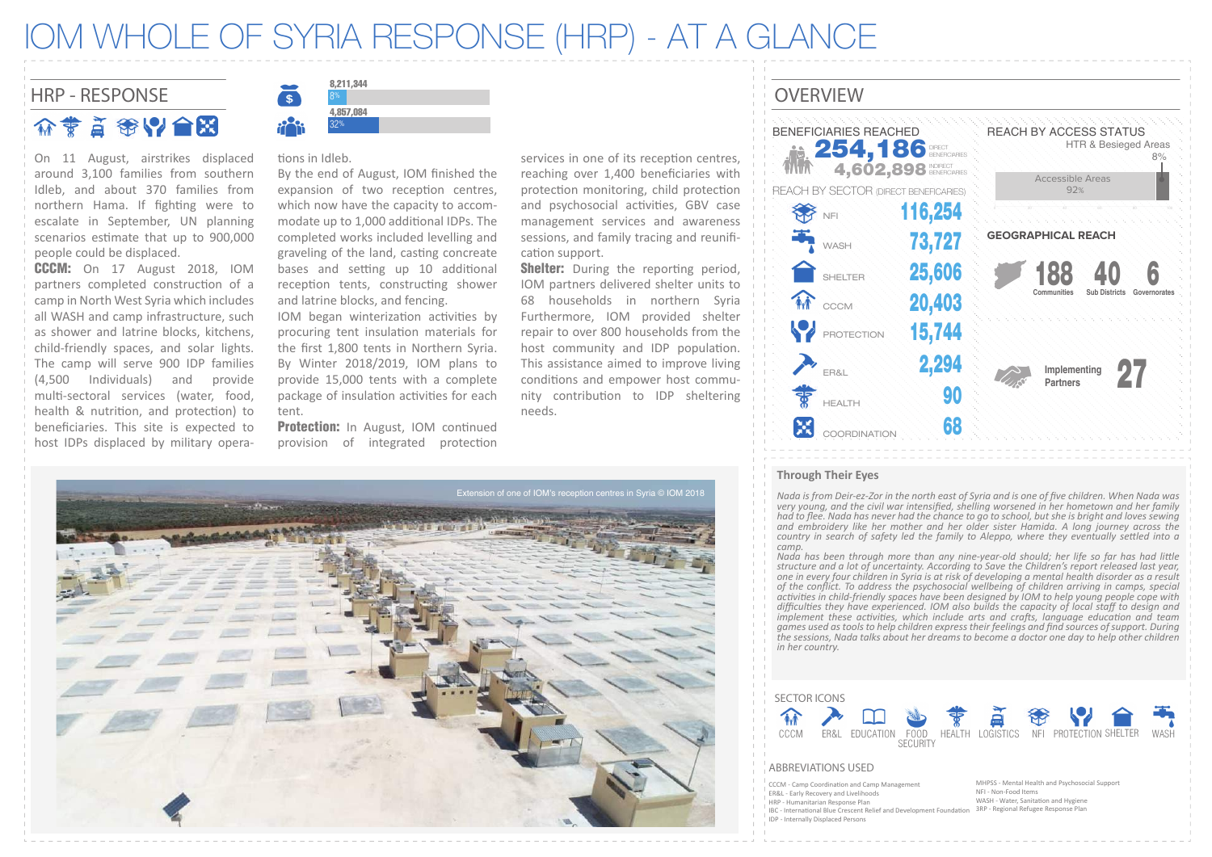# IOM WHOLE OF SYRIA RESPONSE (HRP) - AT A GLANCE

## HRP - RESPONSE

8,211,344
8%

4,857,084
32%

On 11 August, airstrikes displaced around 3,100 families from southern Idleb, and about 370 families from northern Hama. If fighting were to escalate in September, UN planning scenarios estimate that up to 900,000 people could be displaced.

**CCCM:** On 17 August 2018, IOM partners completed construction of a camp in North West Syria which includes all WASH and camp infrastructure, such as shower and latrine blocks, kitchens, child-friendly spaces, and solar lights. The camp will serve 900 IDP families (4,500 Individuals) and provide multi-sectoral services (water, food, health & nutrition, and protection) to beneficiaries. This site is expected to host IDPs displaced by military operations in Idleb.

By the end of August, IOM finished the expansion of two reception centres, which now have the capacity to accommodate up to 1,000 additional IDPs. The completed works included levelling and graveling of the land, casting concrete bases and setting up 10 additional reception tents, constructing shower and latrine blocks, and fencing.

IOM began winterization activities by procuring tent insulation materials for the first 1,800 tents in Northern Syria. By Winter 2018/2019, IOM plans to provide 15,000 tents with a complete package of insulation activities for each tent.

**Protection:** In August, IOM continued provision of integrated protection services in one of its reception centres, reaching over 1,400 beneficiaries with protection monitoring, child protection and psychosocial activities, GBV case management services and awareness sessions, and family tracing and reunification support.

**Shelter:** During the reporting period, IOM partners delivered shelter units to 68 households in northern Syria Furthermore, IOM provided shelter repair to over 800 households from the host community and IDP population. This assistance aimed to improve living conditions and empower host community contribution to IDP sheltering needs.

Extension of one of IOM's reception centres in Syria © IOM 2018

## OVERVIEW

### BENEFICIARIES REACHED

254,186 DIRECT BENEFICIARIES

4,602,898 INDIRECT BENEFICIARIES

### REACH BY SECTOR (DIRECT BENEFICARIES)

| Sector | Beneficiaries |
|---|---|
| NFI | 116,254 |
| WASH | 73,727 |
| SHELTER | 25,606 |
| CCCM | 20,403 |
| PROTECTION | 15,744 |
| ER&L | 2,294 |
| HEALTH | 90 |
| COORDINATION | 68 |

### REACH BY ACCESS STATUS

HTR & Besieged Areas 8%

Accessible Areas 92%

### GEOGRAPHICAL REACH

188 Communities | 40 Sub Districts | 6 Governorates

Implementing Partners 27

### Through Their Eyes

*Nada is from Deir-ez-Zor in the north east of Syria and is one of five children. When Nada was very young, and the civil war intensified, shelling worsened in her hometown and her family had to flee. Nada has never had the chance to go to school, but she is bright and loves sewing and embroidery like her mother and her older sister Hamida. A long journey across the country in search of safety led the family to Aleppo, where they eventually settled into a camp.*

*Nada has been through more than any nine-year-old should; her life so far has had little structure and a lot of uncertainty. According to Save the Children's report released last year, one in every four children in Syria is at risk of developing a mental health disorder as a result of the conflict. To address the psychosocial wellbeing of children arriving in camps, special activities in child-friendly spaces have been designed by IOM to help young people cope with difficulties they have experienced. IOM also builds the capacity of local staff to design and implement these activities, which include arts and crafts, language education and team games used as tools to help children express their feelings and find sources of support. During the sessions, Nada talks about her dreams to become a doctor one day to help other children in her country.*

### SECTOR ICONS

CCCM, ER&L, EDUCATION, FOOD SECURITY, HEALTH, LOGISTICS, NFI, PROTECTION, SHELTER, WASH

### ABBREVIATIONS USED

- CCCM - Camp Coordination and Camp Management
- ER&L - Early Recovery and Livelihoods
- HRP - Humanitarian Response Plan
- IBC - International Blue Crescent Relief and Development Foundation
- IDP - Internally Displaced Persons
- MHPSS - Mental Health and Psychosocial Support
- NFI - Non-Food Items
- WASH - Water, Sanitation and Hygiene
- 3RP - Regional Refugee Response Plan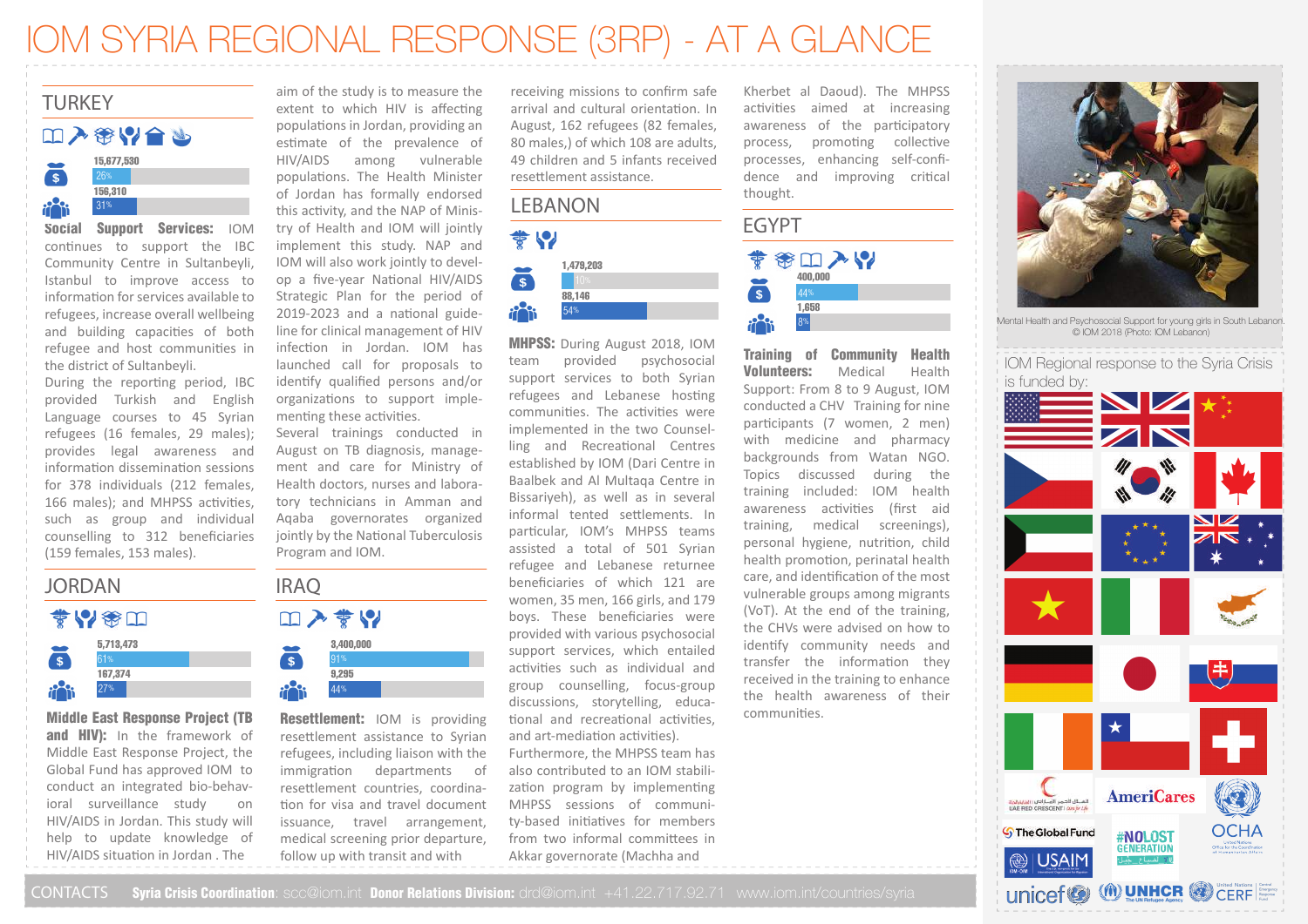# IOM SYRIA REGIONAL RESPONSE (3RP) - AT A GLANCE

## TURKEY

15,677,530
26%
156,310
31%

**Social Support Services:** IOM continues to support the IBC Community Centre in Sultanbeyli, Istanbul to improve access to information for services available to refugees, increase overall wellbeing and building capacities of both refugee and host communities in the district of Sultanbeyli.

During the reporting period, IBC provided Turkish and English Language courses to 45 Syrian refugees (16 females, 29 males); provides legal awareness and information dissemination sessions for 378 individuals (212 females, 166 males); and MHPSS activities, such as group and individual counselling to 312 beneficiaries (159 females, 153 males).

## JORDAN

5,713,473
61%
167,374
27%

**Middle East Response Project (TB and HIV):** In the framework of Middle East Response Project, the Global Fund has approved IOM to conduct an integrated bio-behavioral surveillance study on HIV/AIDS in Jordan. This study will help to update knowledge of HIV/AIDS situation in Jordan . The aim of the study is to measure the extent to which HIV is affecting populations in Jordan, providing an estimate of the prevalence of HIV/AIDS among vulnerable populations. The Health Minister of Jordan has formally endorsed this activity, and the NAP of Ministry of Health and IOM will jointly implement this study. NAP and IOM will also work jointly to develop a five-year National HIV/AIDS Strategic Plan for the period of 2019-2023 and a national guideline for clinical management of HIV infection in Jordan. IOM has launched call for proposals to identify qualified persons and/or organizations to support implementing these activities.

Several trainings conducted in August on TB diagnosis, management and care for Ministry of Health doctors, nurses and laboratory technicians in Amman and Aqaba governorates organized jointly by the National Tuberculosis Program and IOM.

## IRAQ

3,400,000
91%
9,295
44%

**Resettlement:** IOM is providing resettlement assistance to Syrian refugees, including liaison with the immigration departments of resettlement countries, coordination for visa and travel document issuance, travel arrangement, medical screening prior departure, follow up with transit and with receiving missions to confirm safe arrival and cultural orientation. In August, 162 refugees (82 females, 80 males,) of which 108 are adults, 49 children and 5 infants received resettlement assistance.

## LEBANON

1,479,203
10%
88,146
54%

**MHPSS:** During August 2018, IOM team provided psychosocial support services to both Syrian refugees and Lebanese hosting communities. The activities were implemented in the two Counselling and Recreational Centres established by IOM (Dari Centre in Baalbek and Al Multaqa Centre in Bissariyeh), as well as in several informal tented settlements. In particular, IOM's MHPSS teams assisted a total of 501 Syrian refugee and Lebanese returnee beneficiaries of which 121 are women, 35 men, 166 girls, and 179 boys. These beneficiaries were provided with various psychosocial support services, which entailed activities such as individual and group counselling, focus-group discussions, storytelling, educational and recreational activities, and art-mediation activities).

Furthermore, the MHPSS team has also contributed to an IOM stabilization program by implementing MHPSS sessions of community-based initiatives for members from two informal committees in Akkar governorate (Machha and Kherbet al Daoud). The MHPSS activities aimed at increasing awareness of the participatory process, promoting collective processes, enhancing self-confidence and improving critical thought.

## EGYPT

400,000
44%
1,658
8%

**Training of Community Health Volunteers:** Medical Health Support: From 8 to 9 August, IOM conducted a CHV Training for nine participants (7 women, 2 men) with medicine and pharmacy backgrounds from Watan NGO. Topics discussed during the training included: IOM health awareness activities (first aid training, medical screenings), personal hygiene, nutrition, child health promotion, perinatal health care, and identification of the most vulnerable groups among migrants (VoT). At the end of the training, the CHVs were advised on how to identify community needs and transfer the information they received in the training to enhance the health awareness of their communities.

Mental Health and Psychosocial Support for young girls in South Lebanon. © IOM 2018 (Photo: IOM Lebanon)

IOM Regional response to the Syria Crisis is funded by:

UAE Red Crescent, AmeriCares, OCHA, The Global Fund, #NOLOST GENERATION, USAIM, unicef, UNHCR, CERF

CONTACTS **Syria Crisis Coordination**: scc@iom.int **Donor Relations Division:** drd@iom.int +41.22.717.92.71 www.iom.int/countries/syria